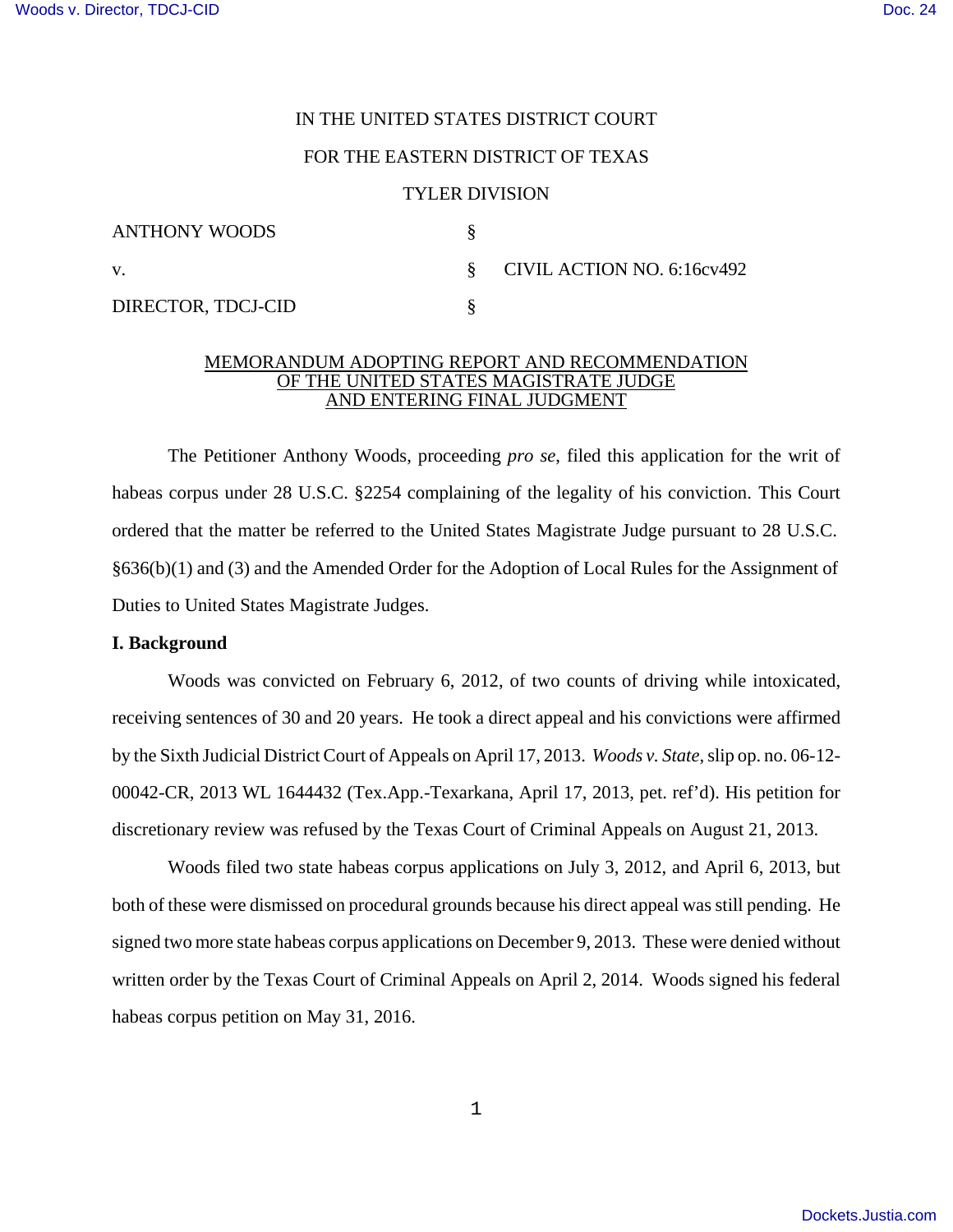IN THE UNITED STATES DISTRICT COURT

FOR THE EASTERN DISTRICT OF TEXAS

TYLER DIVISION

| | | |
|---|---|---|
| ANTHONY WOODS | § | |
| v. | § | CIVIL ACTION NO. 6:16cv492 |
| DIRECTOR, TDCJ-CID | § | |

MEMORANDUM ADOPTING REPORT AND RECOMMENDATION
OF THE UNITED STATES MAGISTRATE JUDGE
AND ENTERING FINAL JUDGMENT

The Petitioner Anthony Woods, proceeding *pro se*, filed this application for the writ of habeas corpus under 28 U.S.C. §2254 complaining of the legality of his conviction. This Court ordered that the matter be referred to the United States Magistrate Judge pursuant to 28 U.S.C. §636(b)(1) and (3) and the Amended Order for the Adoption of Local Rules for the Assignment of Duties to United States Magistrate Judges.

**I. Background**

Woods was convicted on February 6, 2012, of two counts of driving while intoxicated, receiving sentences of 30 and 20 years. He took a direct appeal and his convictions were affirmed by the Sixth Judicial District Court of Appeals on April 17, 2013. *Woods v. State*, slip op. no. 06-12-00042-CR, 2013 WL 1644432 (Tex.App.-Texarkana, April 17, 2013, pet. ref'd). His petition for discretionary review was refused by the Texas Court of Criminal Appeals on August 21, 2013.

Woods filed two state habeas corpus applications on July 3, 2012, and April 6, 2013, but both of these were dismissed on procedural grounds because his direct appeal was still pending. He signed two more state habeas corpus applications on December 9, 2013. These were denied without written order by the Texas Court of Criminal Appeals on April 2, 2014. Woods signed his federal habeas corpus petition on May 31, 2016.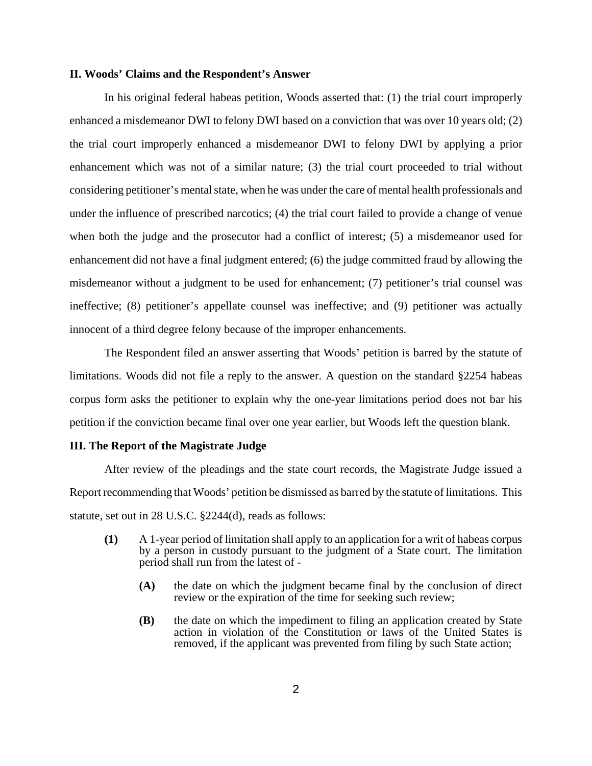**II. Woods' Claims and the Respondent's Answer**

In his original federal habeas petition, Woods asserted that: (1) the trial court improperly enhanced a misdemeanor DWI to felony DWI based on a conviction that was over 10 years old; (2) the trial court improperly enhanced a misdemeanor DWI to felony DWI by applying a prior enhancement which was not of a similar nature; (3) the trial court proceeded to trial without considering petitioner's mental state, when he was under the care of mental health professionals and under the influence of prescribed narcotics; (4) the trial court failed to provide a change of venue when both the judge and the prosecutor had a conflict of interest; (5) a misdemeanor used for enhancement did not have a final judgment entered; (6) the judge committed fraud by allowing the misdemeanor without a judgment to be used for enhancement; (7) petitioner's trial counsel was ineffective; (8) petitioner's appellate counsel was ineffective; and (9) petitioner was actually innocent of a third degree felony because of the improper enhancements.

The Respondent filed an answer asserting that Woods' petition is barred by the statute of limitations. Woods did not file a reply to the answer. A question on the standard §2254 habeas corpus form asks the petitioner to explain why the one-year limitations period does not bar his petition if the conviction became final over one year earlier, but Woods left the question blank.

**III. The Report of the Magistrate Judge**

After review of the pleadings and the state court records, the Magistrate Judge issued a Report recommending that Woods' petition be dismissed as barred by the statute of limitations. This statute, set out in 28 U.S.C. §2244(d), reads as follows:

> **(1)** A 1-year period of limitation shall apply to an application for a writ of habeas corpus by a person in custody pursuant to the judgment of a State court. The limitation period shall run from the latest of -
>
> > **(A)** the date on which the judgment became final by the conclusion of direct review or the expiration of the time for seeking such review;
> >
> > **(B)** the date on which the impediment to filing an application created by State action in violation of the Constitution or laws of the United States is removed, if the applicant was prevented from filing by such State action;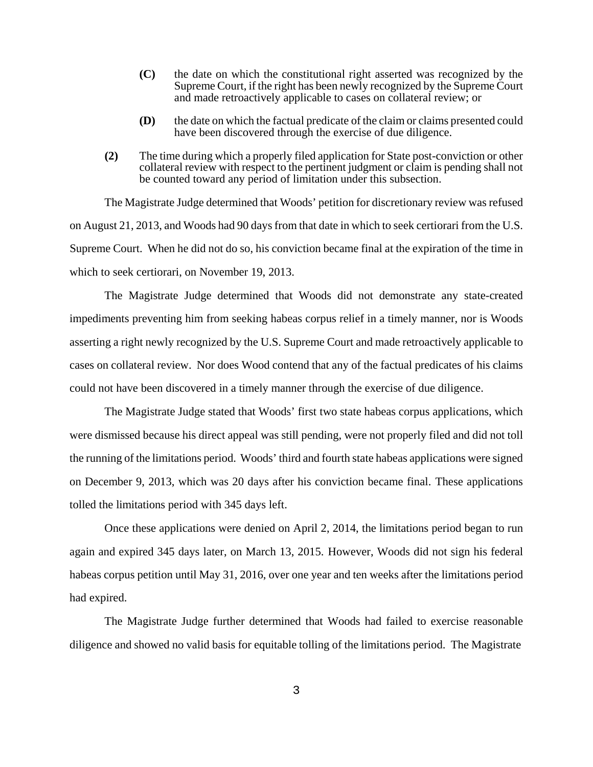> **(C)** the date on which the constitutional right asserted was recognized by the Supreme Court, if the right has been newly recognized by the Supreme Court and made retroactively applicable to cases on collateral review; or
>
> **(D)** the date on which the factual predicate of the claim or claims presented could have been discovered through the exercise of due diligence.
>
> **(2)** The time during which a properly filed application for State post-conviction or other collateral review with respect to the pertinent judgment or claim is pending shall not be counted toward any period of limitation under this subsection.

The Magistrate Judge determined that Woods' petition for discretionary review was refused on August 21, 2013, and Woods had 90 days from that date in which to seek certiorari from the U.S. Supreme Court. When he did not do so, his conviction became final at the expiration of the time in which to seek certiorari, on November 19, 2013.

The Magistrate Judge determined that Woods did not demonstrate any state-created impediments preventing him from seeking habeas corpus relief in a timely manner, nor is Woods asserting a right newly recognized by the U.S. Supreme Court and made retroactively applicable to cases on collateral review. Nor does Wood contend that any of the factual predicates of his claims could not have been discovered in a timely manner through the exercise of due diligence.

The Magistrate Judge stated that Woods' first two state habeas corpus applications, which were dismissed because his direct appeal was still pending, were not properly filed and did not toll the running of the limitations period. Woods' third and fourth state habeas applications were signed on December 9, 2013, which was 20 days after his conviction became final. These applications tolled the limitations period with 345 days left.

Once these applications were denied on April 2, 2014, the limitations period began to run again and expired 345 days later, on March 13, 2015. However, Woods did not sign his federal habeas corpus petition until May 31, 2016, over one year and ten weeks after the limitations period had expired.

The Magistrate Judge further determined that Woods had failed to exercise reasonable diligence and showed no valid basis for equitable tolling of the limitations period. The Magistrate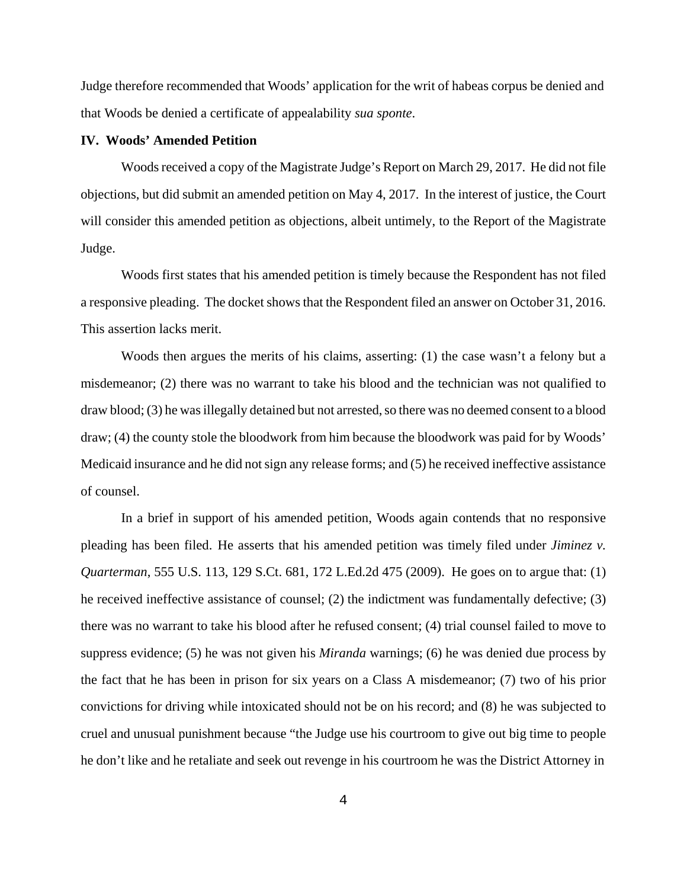Judge therefore recommended that Woods' application for the writ of habeas corpus be denied and that Woods be denied a certificate of appealability *sua sponte*.

**IV. Woods' Amended Petition**

Woods received a copy of the Magistrate Judge's Report on March 29, 2017. He did not file objections, but did submit an amended petition on May 4, 2017. In the interest of justice, the Court will consider this amended petition as objections, albeit untimely, to the Report of the Magistrate Judge.

Woods first states that his amended petition is timely because the Respondent has not filed a responsive pleading. The docket shows that the Respondent filed an answer on October 31, 2016. This assertion lacks merit.

Woods then argues the merits of his claims, asserting: (1) the case wasn't a felony but a misdemeanor; (2) there was no warrant to take his blood and the technician was not qualified to draw blood; (3) he was illegally detained but not arrested, so there was no deemed consent to a blood draw; (4) the county stole the bloodwork from him because the bloodwork was paid for by Woods' Medicaid insurance and he did not sign any release forms; and (5) he received ineffective assistance of counsel.

In a brief in support of his amended petition, Woods again contends that no responsive pleading has been filed. He asserts that his amended petition was timely filed under *Jiminez v. Quarterman*, 555 U.S. 113, 129 S.Ct. 681, 172 L.Ed.2d 475 (2009). He goes on to argue that: (1) he received ineffective assistance of counsel; (2) the indictment was fundamentally defective; (3) there was no warrant to take his blood after he refused consent; (4) trial counsel failed to move to suppress evidence; (5) he was not given his *Miranda* warnings; (6) he was denied due process by the fact that he has been in prison for six years on a Class A misdemeanor; (7) two of his prior convictions for driving while intoxicated should not be on his record; and (8) he was subjected to cruel and unusual punishment because "the Judge use his courtroom to give out big time to people he don't like and he retaliate and seek out revenge in his courtroom he was the District Attorney in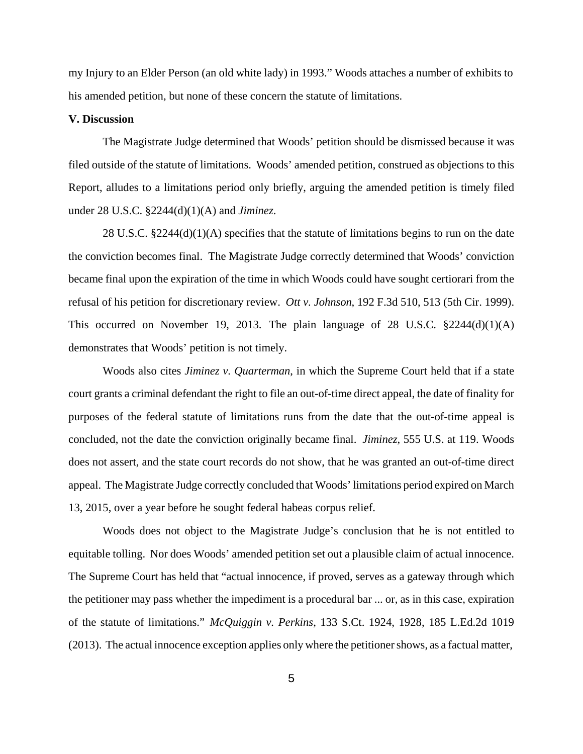my Injury to an Elder Person (an old white lady) in 1993." Woods attaches a number of exhibits to his amended petition, but none of these concern the statute of limitations.

**V. Discussion**

The Magistrate Judge determined that Woods' petition should be dismissed because it was filed outside of the statute of limitations. Woods' amended petition, construed as objections to this Report, alludes to a limitations period only briefly, arguing the amended petition is timely filed under 28 U.S.C. §2244(d)(1)(A) and *Jiminez*.

28 U.S.C. §2244(d)(1)(A) specifies that the statute of limitations begins to run on the date the conviction becomes final. The Magistrate Judge correctly determined that Woods' conviction became final upon the expiration of the time in which Woods could have sought certiorari from the refusal of his petition for discretionary review. *Ott v. Johnson*, 192 F.3d 510, 513 (5th Cir. 1999). This occurred on November 19, 2013. The plain language of 28 U.S.C. §2244(d)(1)(A) demonstrates that Woods' petition is not timely.

Woods also cites *Jiminez v. Quarterman*, in which the Supreme Court held that if a state court grants a criminal defendant the right to file an out-of-time direct appeal, the date of finality for purposes of the federal statute of limitations runs from the date that the out-of-time appeal is concluded, not the date the conviction originally became final. *Jiminez*, 555 U.S. at 119. Woods does not assert, and the state court records do not show, that he was granted an out-of-time direct appeal. The Magistrate Judge correctly concluded that Woods' limitations period expired on March 13, 2015, over a year before he sought federal habeas corpus relief.

Woods does not object to the Magistrate Judge's conclusion that he is not entitled to equitable tolling. Nor does Woods' amended petition set out a plausible claim of actual innocence. The Supreme Court has held that "actual innocence, if proved, serves as a gateway through which the petitioner may pass whether the impediment is a procedural bar ... or, as in this case, expiration of the statute of limitations." *McQuiggin v. Perkins*, 133 S.Ct. 1924, 1928, 185 L.Ed.2d 1019 (2013). The actual innocence exception applies only where the petitioner shows, as a factual matter,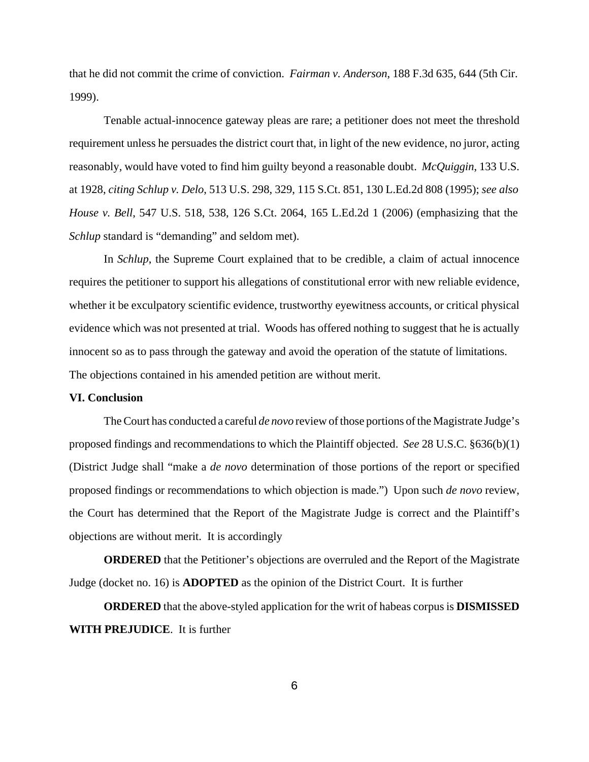that he did not commit the crime of conviction. *Fairman v. Anderson*, 188 F.3d 635, 644 (5th Cir. 1999).

Tenable actual-innocence gateway pleas are rare; a petitioner does not meet the threshold requirement unless he persuades the district court that, in light of the new evidence, no juror, acting reasonably, would have voted to find him guilty beyond a reasonable doubt. *McQuiggin*, 133 U.S. at 1928, *citing Schlup v. Delo*, 513 U.S. 298, 329, 115 S.Ct. 851, 130 L.Ed.2d 808 (1995); *see also House v. Bell*, 547 U.S. 518, 538, 126 S.Ct. 2064, 165 L.Ed.2d 1 (2006) (emphasizing that the *Schlup* standard is "demanding" and seldom met).

In *Schlup*, the Supreme Court explained that to be credible, a claim of actual innocence requires the petitioner to support his allegations of constitutional error with new reliable evidence, whether it be exculpatory scientific evidence, trustworthy eyewitness accounts, or critical physical evidence which was not presented at trial. Woods has offered nothing to suggest that he is actually innocent so as to pass through the gateway and avoid the operation of the statute of limitations. The objections contained in his amended petition are without merit.

**VI. Conclusion**

The Court has conducted a careful *de novo* review of those portions of the Magistrate Judge's proposed findings and recommendations to which the Plaintiff objected. *See* 28 U.S.C. §636(b)(1) (District Judge shall "make a *de novo* determination of those portions of the report or specified proposed findings or recommendations to which objection is made.") Upon such *de novo* review, the Court has determined that the Report of the Magistrate Judge is correct and the Plaintiff's objections are without merit. It is accordingly

**ORDERED** that the Petitioner's objections are overruled and the Report of the Magistrate Judge (docket no. 16) is **ADOPTED** as the opinion of the District Court. It is further

**ORDERED** that the above-styled application for the writ of habeas corpus is **DISMISSED WITH PREJUDICE**. It is further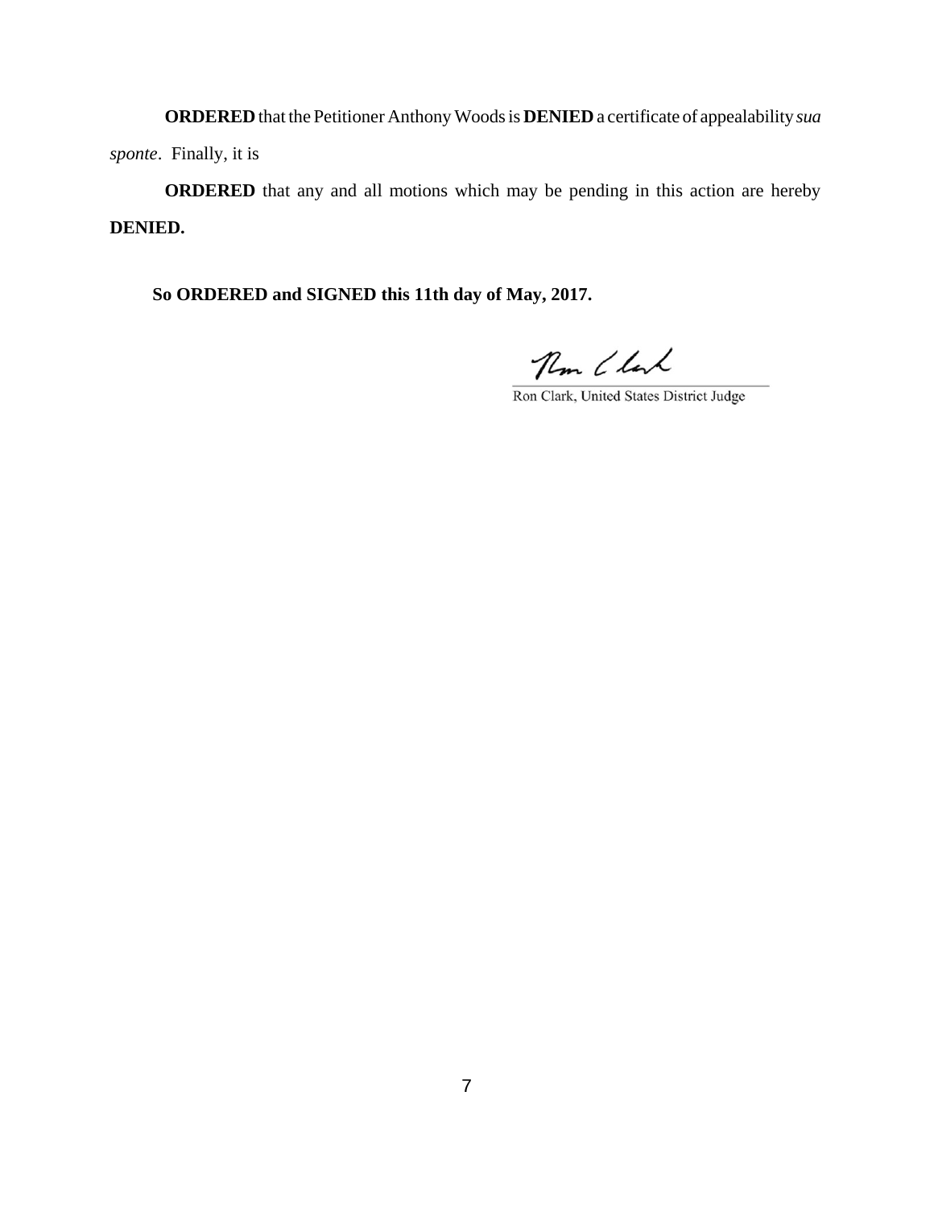**ORDERED** that the Petitioner Anthony Woods is **DENIED** a certificate of appealability *sua sponte*. Finally, it is

**ORDERED** that any and all motions which may be pending in this action are hereby **DENIED.**

**So ORDERED and SIGNED this 11th day of May, 2017.**

Ron Clark, United States District Judge